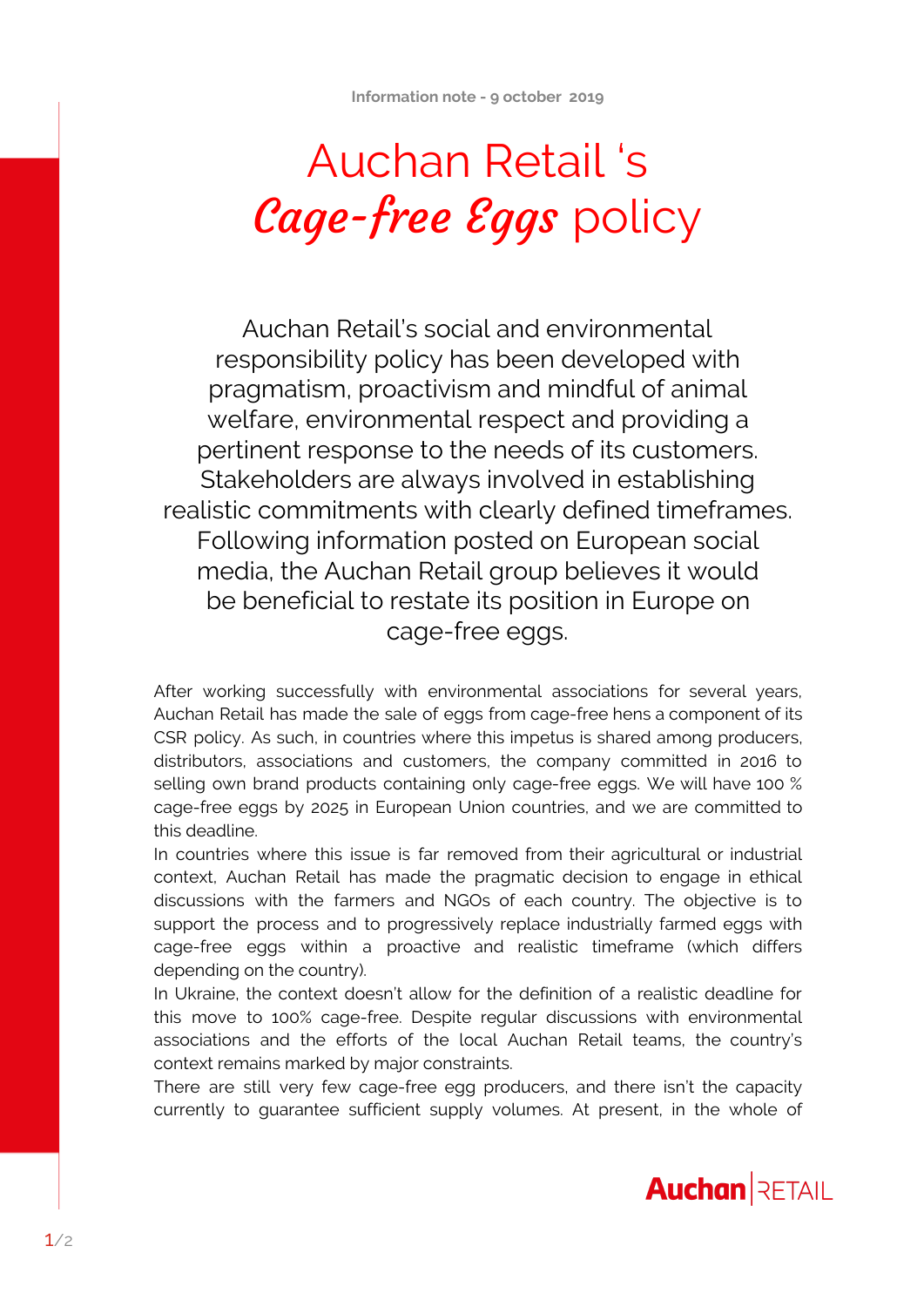Information note - 9 october 2019

# Auchan Retail 's *Cage-free Eggs* policy

Auchan Retail's social and environmental responsibility policy has been developed with pragmatism, proactivism and mindful of animal welfare, environmental respect and providing a pertinent response to the needs of its customers. Stakeholders are always involved in establishing realistic commitments with clearly defined timeframes. Following information posted on European social media, the Auchan Retail group believes it would be beneficial to restate its position in Europe on cage-free eggs.

After working successfully with environmental associations for several years, Auchan Retail has made the sale of eggs from cage-free hens a component of its CSR policy. As such, in countries where this impetus is shared among producers, distributors, associations and customers, the company committed in 2016 to selling own brand products containing only cage-free eggs. We will have 100 % cage-free eggs by 2025 in European Union countries, and we are committed to this deadline.

In countries where this issue is far removed from their agricultural or industrial context, Auchan Retail has made the pragmatic decision to engage in ethical discussions with the farmers and NGOs of each country. The objective is to support the process and to progressively replace industrially farmed eggs with cage-free eggs within a proactive and realistic timeframe (which differs depending on the country).

In Ukraine, the context doesn't allow for the definition of a realistic deadline for this move to 100% cage-free. Despite regular discussions with environmental associations and the efforts of the local Auchan Retail teams, the country's context remains marked by major constraints.

There are still very few cage-free egg producers, and there isn't the capacity currently to guarantee sufficient supply volumes. At present, in the whole of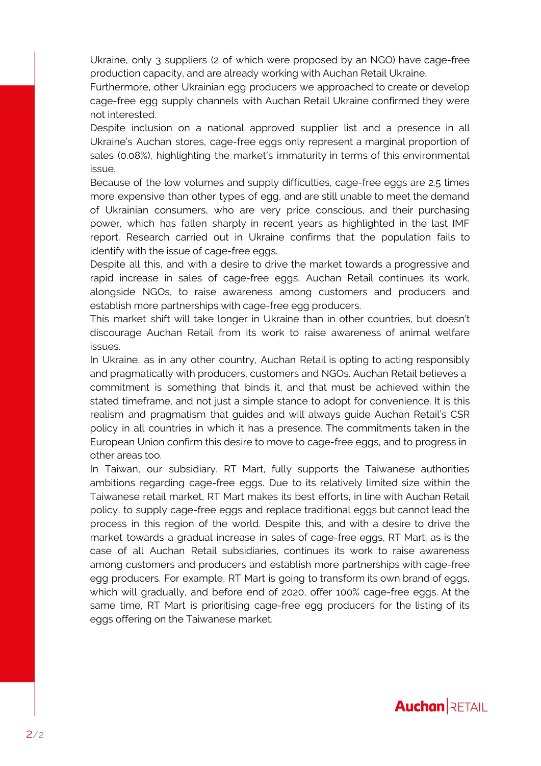Ukraine, only 3 suppliers (2 of which were proposed by an NGO) have cage-free production capacity, and are already working with Auchan Retail Ukraine.

Furthermore, other Ukrainian egg producers we approached to create or develop cage-free egg supply channels with Auchan Retail Ukraine confirmed they were not interested.

Despite inclusion on a national approved supplier list and a presence in all Ukraine's Auchan stores, cage-free eggs only represent a marginal proportion of sales (0.08%), highlighting the market's immaturity in terms of this environmental issue.

Because of the low volumes and supply difficulties, cage-free eggs are 2.5 times more expensive than other types of egg, and are still unable to meet the demand of Ukrainian consumers, who are very price conscious, and their purchasing power, which has fallen sharply in recent years as highlighted in the last IMF report. Research carried out in Ukraine confirms that the population fails to identify with the issue of cage-free eggs.

Despite all this, and with a desire to drive the market towards a progressive and rapid increase in sales of cage-free eggs, Auchan Retail continues its work, alongside NGOs, to raise awareness among customers and producers and establish more partnerships with cage-free egg producers.

This market shift will take longer in Ukraine than in other countries, but doesn't discourage Auchan Retail from its work to raise awareness of animal welfare issues.

In Ukraine, as in any other country, Auchan Retail is opting to acting responsibly and pragmatically with producers, customers and NGOs. Auchan Retail believes a commitment is something that binds it, and that must be achieved within the stated timeframe, and not just a simple stance to adopt for convenience. It is this realism and pragmatism that guides and will always guide Auchan Retail's CSR policy in all countries in which it has a presence. The commitments taken in the European Union confirm this desire to move to cage-free eggs, and to progress in other areas too.

In Taiwan, our subsidiary, RT Mart, fully supports the Taiwanese authorities ambitions regarding cage-free eggs. Due to its relatively limited size within the Taiwanese retail market, RT Mart makes its best efforts, in line with Auchan Retail policy, to supply cage-free eggs and replace traditional eggs but cannot lead the process in this region of the world. Despite this, and with a desire to drive the market towards a gradual increase in sales of cage-free eggs, RT Mart, as is the case of all Auchan Retail subsidiaries, continues its work to raise awareness among customers and producers and establish more partnerships with cage-free egg producers. For example, RT Mart is going to transform its own brand of eggs, which will gradually, and before end of 2020, offer 100% cage-free eggs. At the same time, RT Mart is prioritising cage-free egg producers for the listing of its eggs offering on the Taiwanese market.